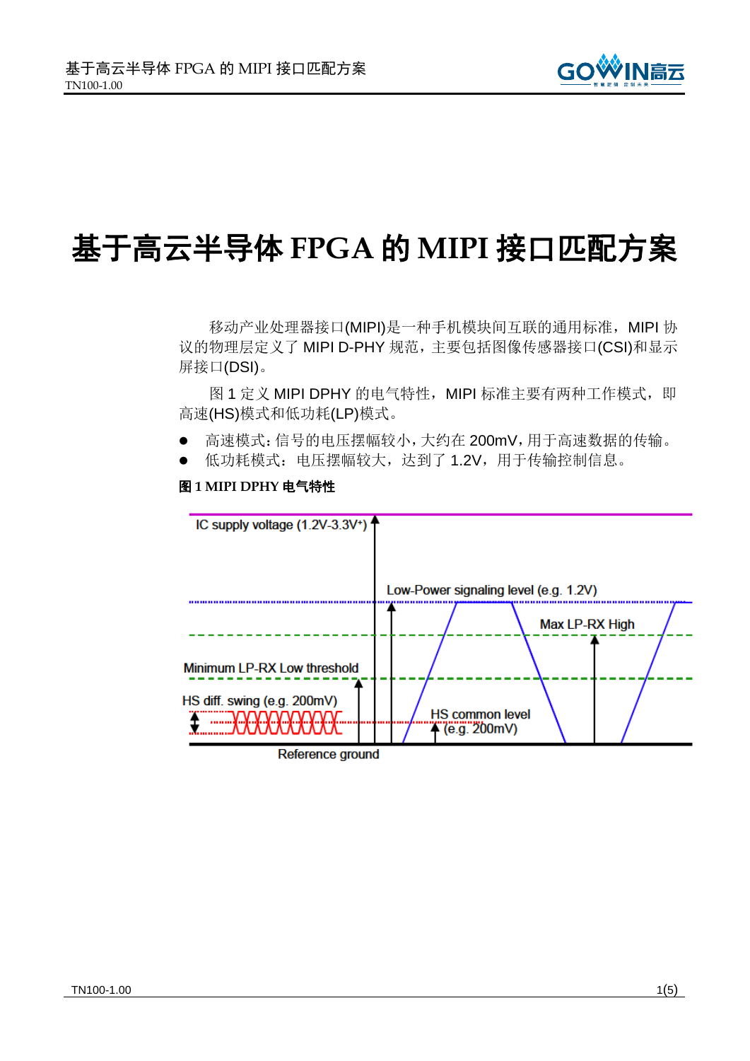# 基于高云半导体 FPGA 的 MIPI 接口匹配方案

移动产业处理器接口(MIPI)是一种手机模块间互联的通用标准，MIPI 协议的物理层定义了 MIPI D-PHY 规范，主要包括图像传感器接口(CSI)和显示屏接口(DSI)。

图 1 定义 MIPI DPHY 的电气特性，MIPI 标准主要有两种工作模式，即高速(HS)模式和低功耗(LP)模式。

- 高速模式：信号的电压摆幅较小，大约在 200mV，用于高速数据的传输。
- 低功耗模式：电压摆幅较大，达到了 1.2V，用于传输控制信息。

**图 1 MIPI DPHY 电气特性**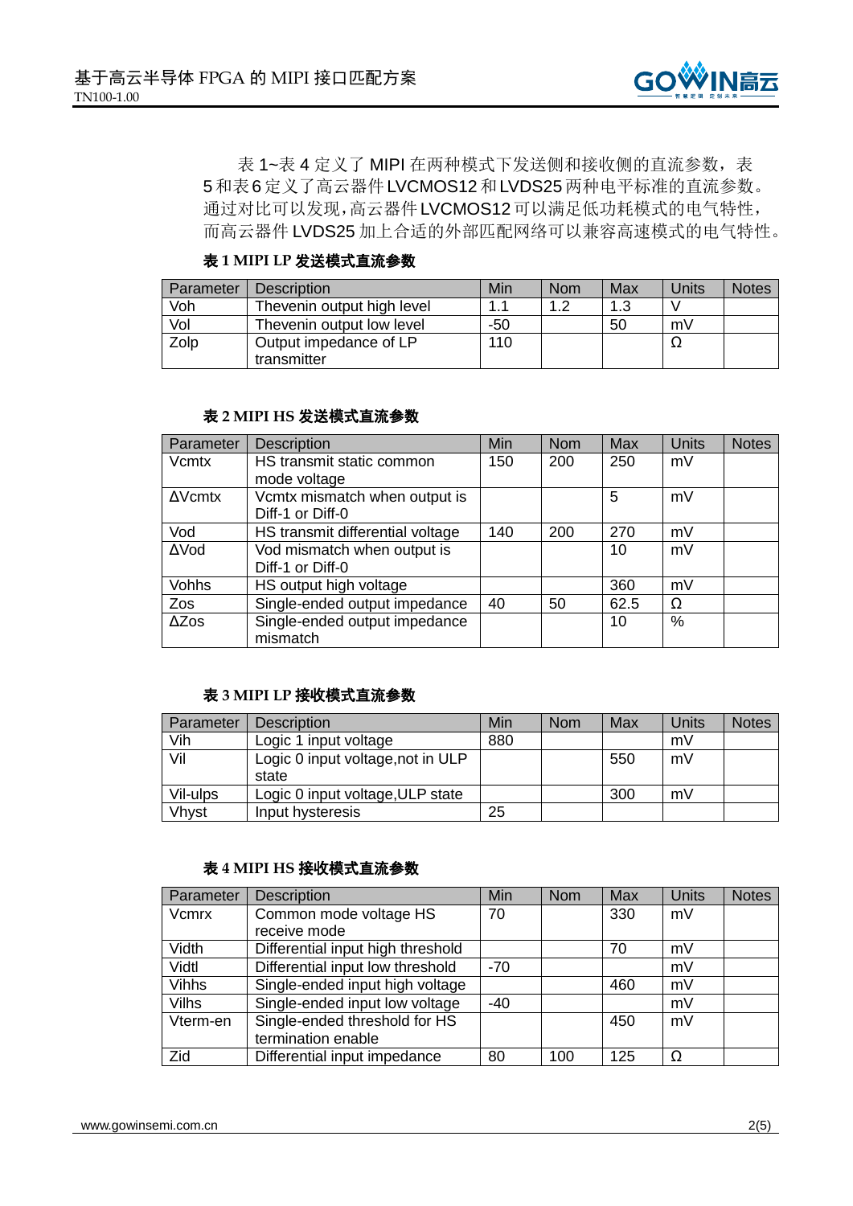表 1~表 4 定义了 MIPI 在两种模式下发送侧和接收侧的直流参数，表 5 和表 6 定义了高云器件 LVCMOS12 和 LVDS25 两种电平标准的直流参数。通过对比可以发现，高云器件 LVCMOS12 可以满足低功耗模式的电气特性，而高云器件 LVDS25 加上合适的外部匹配网络可以兼容高速模式的电气特性。

**表 1 MIPI LP 发送模式直流参数**

| Parameter | Description | Min | Nom | Max | Units | Notes |
|---|---|---|---|---|---|---|
| Voh | Thevenin output high level | 1.1 | 1.2 | 1.3 | V | |
| Vol | Thevenin output low level | -50 | | 50 | mV | |
| Zolp | Output impedance of LP transmitter | 110 | | | Ω | |

**表 2 MIPI HS 发送模式直流参数**

| Parameter | Description | Min | Nom | Max | Units | Notes |
|---|---|---|---|---|---|---|
| Vcmtx | HS transmit static common mode voltage | 150 | 200 | 250 | mV | |
| ΔVcmtx | Vcmtx mismatch when output is Diff-1 or Diff-0 | | | 5 | mV | |
| Vod | HS transmit differential voltage | 140 | 200 | 270 | mV | |
| ΔVod | Vod mismatch when output is Diff-1 or Diff-0 | | | 10 | mV | |
| Vohhs | HS output high voltage | | | 360 | mV | |
| Zos | Single-ended output impedance | 40 | 50 | 62.5 | Ω | |
| ΔZos | Single-ended output impedance mismatch | | | 10 | % | |

**表 3 MIPI LP 接收模式直流参数**

| Parameter | Description | Min | Nom | Max | Units | Notes |
|---|---|---|---|---|---|---|
| Vih | Logic 1 input voltage | 880 | | | mV | |
| Vil | Logic 0 input voltage,not in ULP state | | | 550 | mV | |
| Vil-ulps | Logic 0 input voltage,ULP state | | | 300 | mV | |
| Vhyst | Input hysteresis | 25 | | | | |

**表 4 MIPI HS 接收模式直流参数**

| Parameter | Description | Min | Nom | Max | Units | Notes |
|---|---|---|---|---|---|---|
| Vcmrx | Common mode voltage HS receive mode | 70 | | 330 | mV | |
| Vidth | Differential input high threshold | | | 70 | mV | |
| Vidtl | Differential input low threshold | -70 | | | mV | |
| Vihhs | Single-ended input high voltage | | | 460 | mV | |
| Vilhs | Single-ended input low voltage | -40 | | | mV | |
| Vterm-en | Single-ended threshold for HS termination enable | | | 450 | mV | |
| Zid | Differential input impedance | 80 | 100 | 125 | Ω | |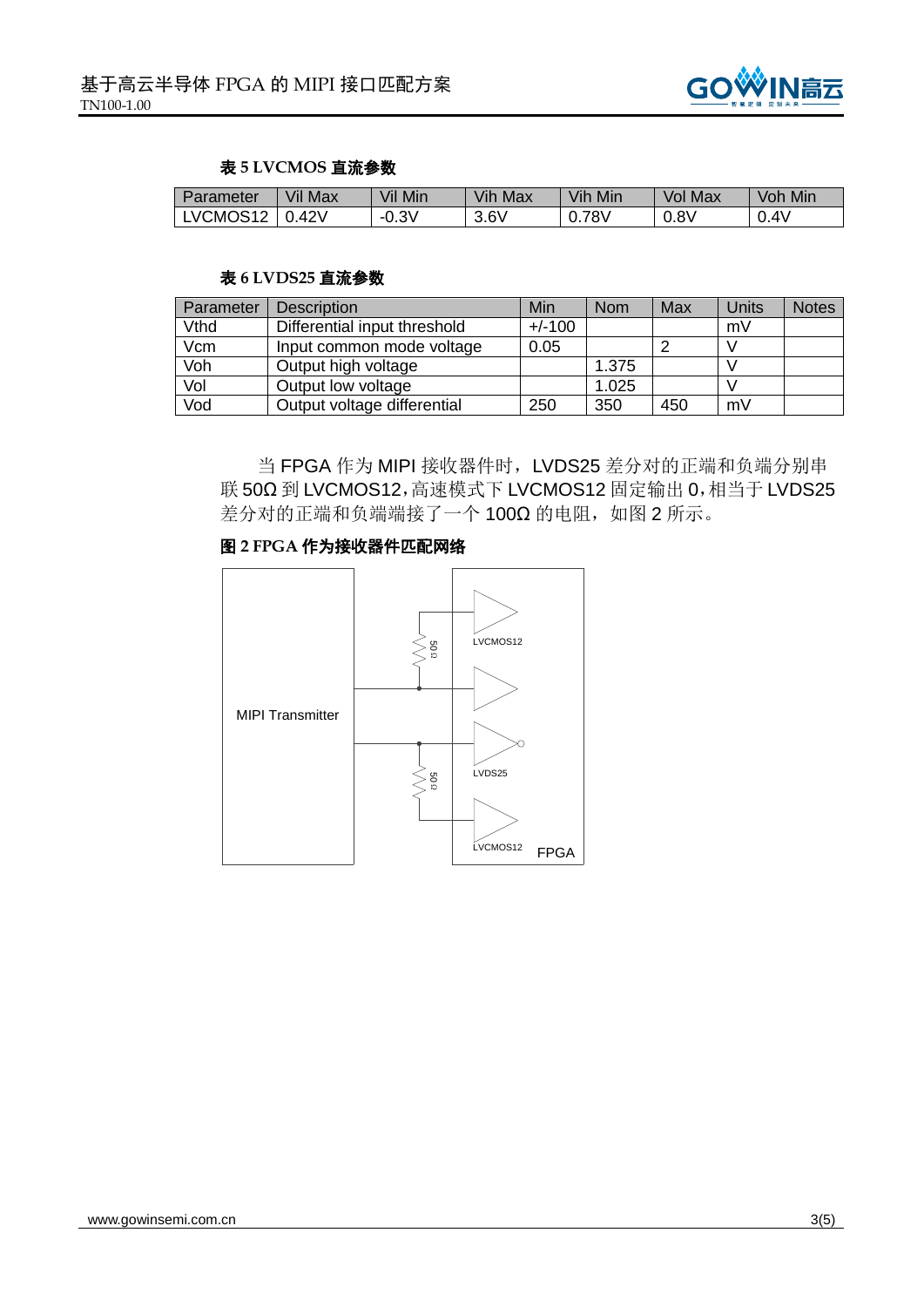**表 5 LVCMOS 直流参数**

| Parameter | Vil Max | Vil Min | Vih Max | Vih Min | Vol Max | Voh Min |
|---|---|---|---|---|---|---|
| LVCMOS12 | 0.42V | -0.3V | 3.6V | 0.78V | 0.8V | 0.4V |

**表 6 LVDS25 直流参数**

| Parameter | Description | Min | Nom | Max | Units | Notes |
|---|---|---|---|---|---|---|
| Vthd | Differential input threshold | +/-100 | | | mV | |
| Vcm | Input common mode voltage | 0.05 | | 2 | V | |
| Voh | Output high voltage | | 1.375 | | V | |
| Vol | Output low voltage | | 1.025 | | V | |
| Vod | Output voltage differential | 250 | 350 | 450 | mV | |

当 FPGA 作为 MIPI 接收器件时，LVDS25 差分对的正端和负端分别串联 50Ω 到 LVCMOS12，高速模式下 LVCMOS12 固定输出 0，相当于 LVDS25 差分对的正端和负端端接了一个 100Ω 的电阻，如图 2 所示。

**图 2 FPGA 作为接收器件匹配网络**

MIPI Transmitter

50 Ω

50 Ω

LVCMOS12

LVDS25

LVCMOS12

FPGA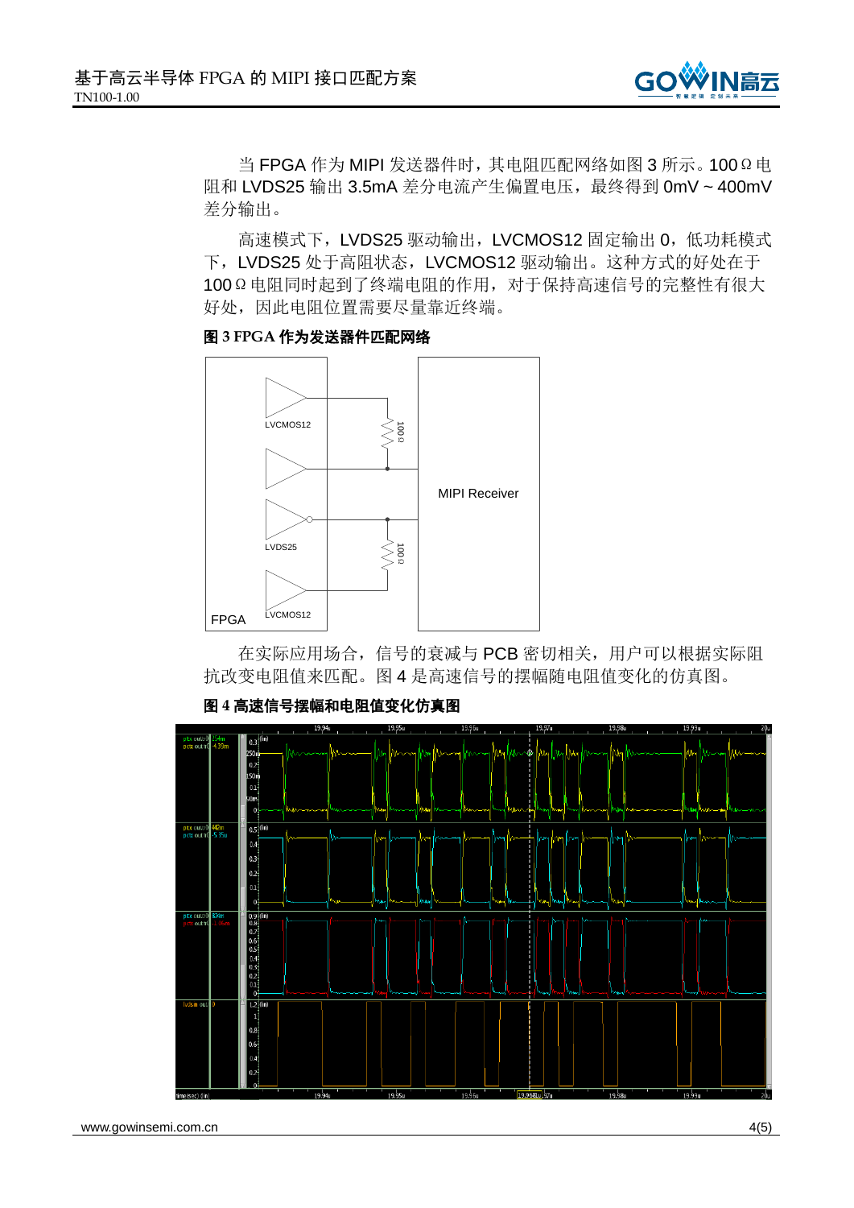当 FPGA 作为 MIPI 发送器件时，其电阻匹配网络如图 3 所示。100Ω 电阻和 LVDS25 输出 3.5mA 差分电流产生偏置电压，最终得到 0mV ~ 400mV 差分输出。

高速模式下，LVDS25 驱动输出，LVCMOS12 固定输出 0，低功耗模式下，LVDS25 处于高阻状态，LVCMOS12 驱动输出。这种方式的好处在于 100Ω 电阻同时起到了终端电阻的作用，对于保持高速信号的完整性有很大好处，因此电阻位置需要尽量靠近终端。

**图 3 FPGA 作为发送器件匹配网络**

在实际应用场合，信号的衰减与 PCB 密切相关，用户可以根据实际阻抗改变电阻值来匹配。图 4 是高速信号的摆幅随电阻值变化的仿真图。

**图 4 高速信号摆幅和电阻值变化仿真图**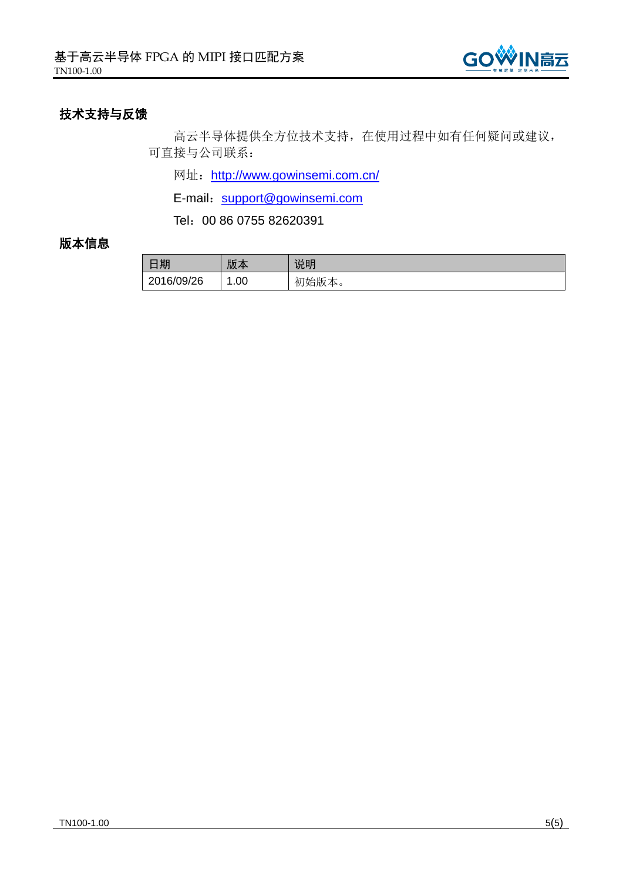## 技术支持与反馈

高云半导体提供全方位技术支持，在使用过程中如有任何疑问或建议，可直接与公司联系：

网址：http://www.gowinsemi.com.cn/

E-mail：support@gowinsemi.com

Tel：00 86 0755 82620391

## 版本信息

| 日期 | 版本 | 说明 |
| --- | --- | --- |
| 2016/09/26 | 1.00 | 初始版本。 |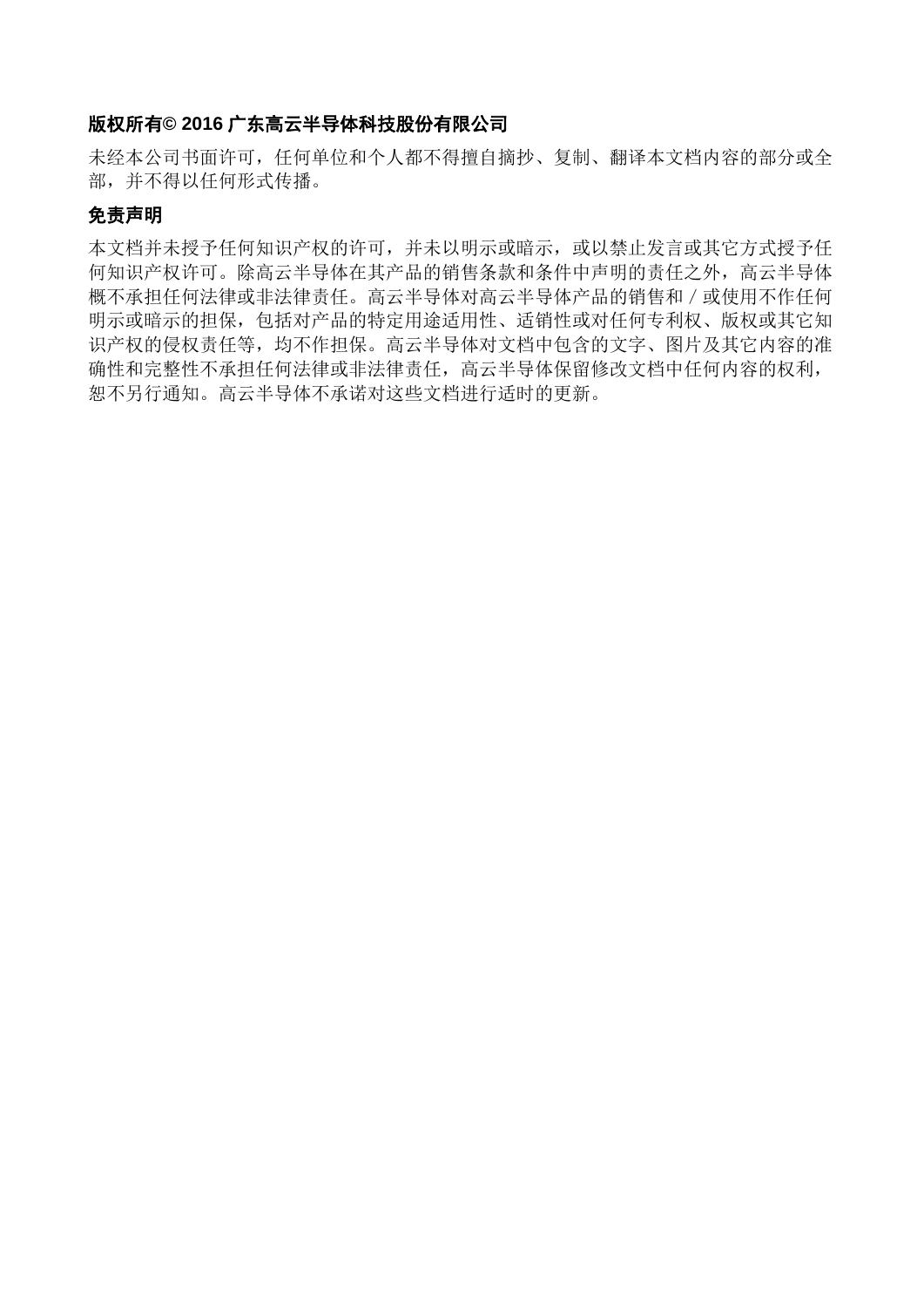**版权所有© 2016 广东高云半导体科技股份有限公司**

未经本公司书面许可，任何单位和个人都不得擅自摘抄、复制、翻译本文档内容的部分或全部，并不得以任何形式传播。

**免责声明**

本文档并未授予任何知识产权的许可，并未以明示或暗示，或以禁止发言或其它方式授予任何知识产权许可。除高云半导体在其产品的销售条款和条件中声明的责任之外，高云半导体概不承担任何法律或非法律责任。高云半导体对高云半导体产品的销售和／或使用不作任何明示或暗示的担保，包括对产品的特定用途适用性、适销性或对任何专利权、版权或其它知识产权的侵权责任等，均不作担保。高云半导体对文档中包含的文字、图片及其它内容的准确性和完整性不承担任何法律或非法律责任，高云半导体保留修改文档中任何内容的权利，恕不另行通知。高云半导体不承诺对这些文档进行适时的更新。